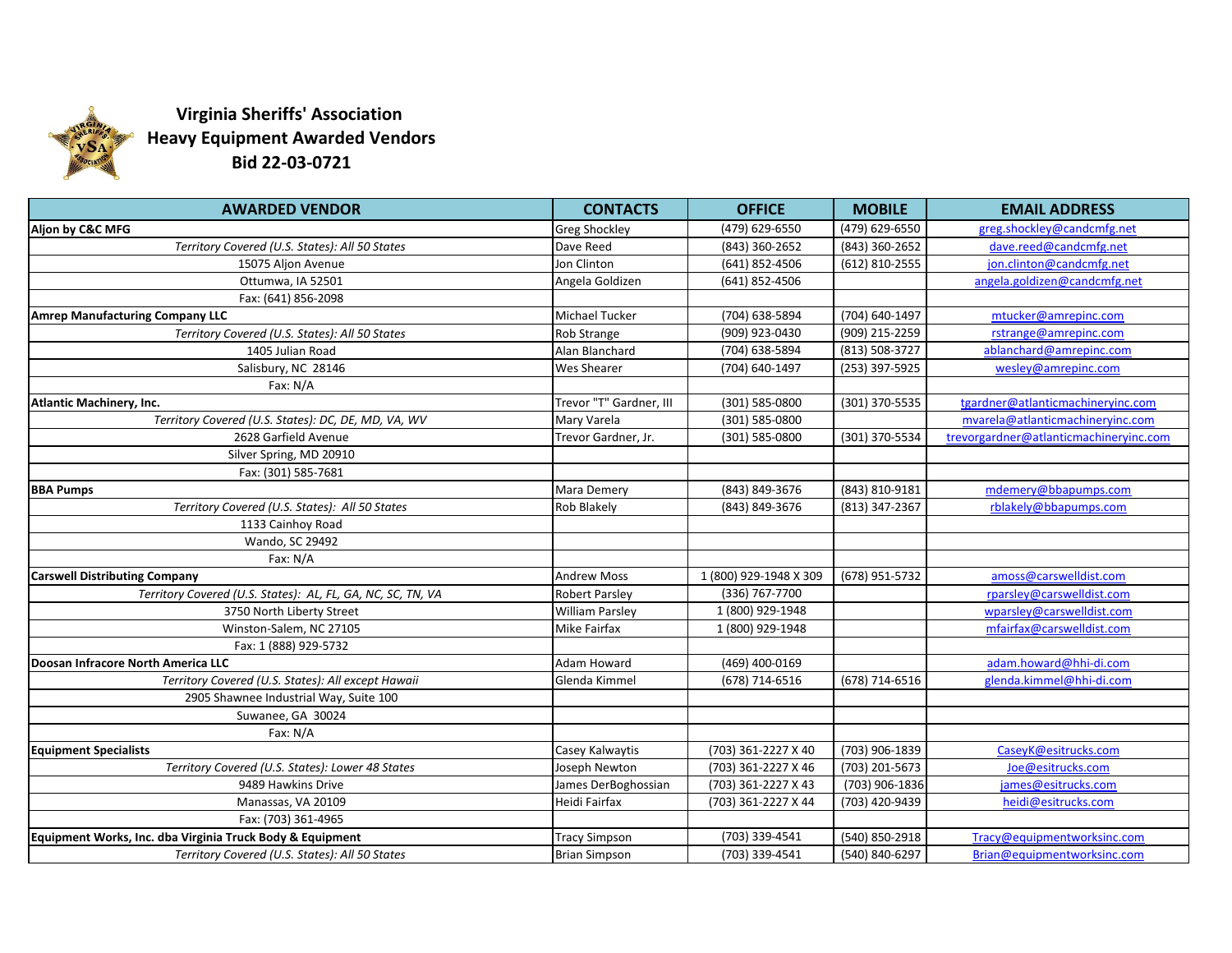# Virginia Sheriffs' Association
## Heavy Equipment Awarded Vendors
## Bid 22-03-0721

| AWARDED VENDOR | CONTACTS | OFFICE | MOBILE | EMAIL ADDRESS |
|---|---|---|---|---|
| **Aljon by C&C MFG** | Greg Shockley | (479) 629-6550 | (479) 629-6550 | greg.shockley@candcmfg.net |
| *Territory Covered (U.S. States): All 50 States* | Dave Reed | (843) 360-2652 | (843) 360-2652 | dave.reed@candcmfg.net |
| 15075 Aljon Avenue | Jon Clinton | (641) 852-4506 | (612) 810-2555 | jon.clinton@candcmfg.net |
| Ottumwa, IA 52501 | Angela Goldizen | (641) 852-4506 | | angela.goldizen@candcmfg.net |
| Fax: (641) 856-2098 | | | | |
| **Amrep Manufacturing Company LLC** | Michael Tucker | (704) 638-5894 | (704) 640-1497 | mtucker@amrepinc.com |
| *Territory Covered (U.S. States): All 50 States* | Rob Strange | (909) 923-0430 | (909) 215-2259 | rstrange@amrepinc.com |
| 1405 Julian Road | Alan Blanchard | (704) 638-5894 | (813) 508-3727 | ablanchard@amrepinc.com |
| Salisbury, NC 28146 | Wes Shearer | (704) 640-1497 | (253) 397-5925 | wesley@amrepinc.com |
| Fax: N/A | | | | |
| **Atlantic Machinery, Inc.** | Trevor "T" Gardner, III | (301) 585-0800 | (301) 370-5535 | tgardner@atlanticmachineryinc.com |
| *Territory Covered (U.S. States): DC, DE, MD, VA, WV* | Mary Varela | (301) 585-0800 | | mvarela@atlanticmachineryinc.com |
| 2628 Garfield Avenue | Trevor Gardner, Jr. | (301) 585-0800 | (301) 370-5534 | trevorgardner@atlanticmachineryinc.com |
| Silver Spring, MD 20910 | | | | |
| Fax: (301) 585-7681 | | | | |
| **BBA Pumps** | Mara Demery | (843) 849-3676 | (843) 810-9181 | mdemery@bbapumps.com |
| *Territory Covered (U.S. States): All 50 States* | Rob Blakely | (843) 849-3676 | (813) 347-2367 | rblakely@bbapumps.com |
| 1133 Cainhoy Road | | | | |
| Wando, SC 29492 | | | | |
| Fax: N/A | | | | |
| **Carswell Distributing Company** | Andrew Moss | 1 (800) 929-1948 X 309 | (678) 951-5732 | amoss@carswelldist.com |
| *Territory Covered (U.S. States): AL, FL, GA, NC, SC, TN, VA* | Robert Parsley | (336) 767-7700 | | rparsley@carswelldist.com |
| 3750 North Liberty Street | William Parsley | 1 (800) 929-1948 | | wparsley@carswelldist.com |
| Winston-Salem, NC 27105 | Mike Fairfax | 1 (800) 929-1948 | | mfairfax@carswelldist.com |
| Fax: 1 (888) 929-5732 | | | | |
| **Doosan Infracore North America LLC** | Adam Howard | (469) 400-0169 | | adam.howard@hhi-di.com |
| *Territory Covered (U.S. States): All except Hawaii* | Glenda Kimmel | (678) 714-6516 | (678) 714-6516 | glenda.kimmel@hhi-di.com |
| 2905 Shawnee Industrial Way, Suite 100 | | | | |
| Suwanee, GA 30024 | | | | |
| Fax: N/A | | | | |
| **Equipment Specialists** | Casey Kalwaytis | (703) 361-2227 X 40 | (703) 906-1839 | CaseyK@esitrucks.com |
| *Territory Covered (U.S. States): Lower 48 States* | Joseph Newton | (703) 361-2227 X 46 | (703) 201-5673 | Joe@esitrucks.com |
| 9489 Hawkins Drive | James DerBoghossian | (703) 361-2227 X 43 | (703) 906-1836 | james@esitrucks.com |
| Manassas, VA 20109 | Heidi Fairfax | (703) 361-2227 X 44 | (703) 420-9439 | heidi@esitrucks.com |
| Fax: (703) 361-4965 | | | | |
| **Equipment Works, Inc. dba Virginia Truck Body & Equipment** | Tracy Simpson | (703) 339-4541 | (540) 850-2918 | Tracy@equipmentworksinc.com |
| *Territory Covered (U.S. States): All 50 States* | Brian Simpson | (703) 339-4541 | (540) 840-6297 | Brian@equipmentworksinc.com |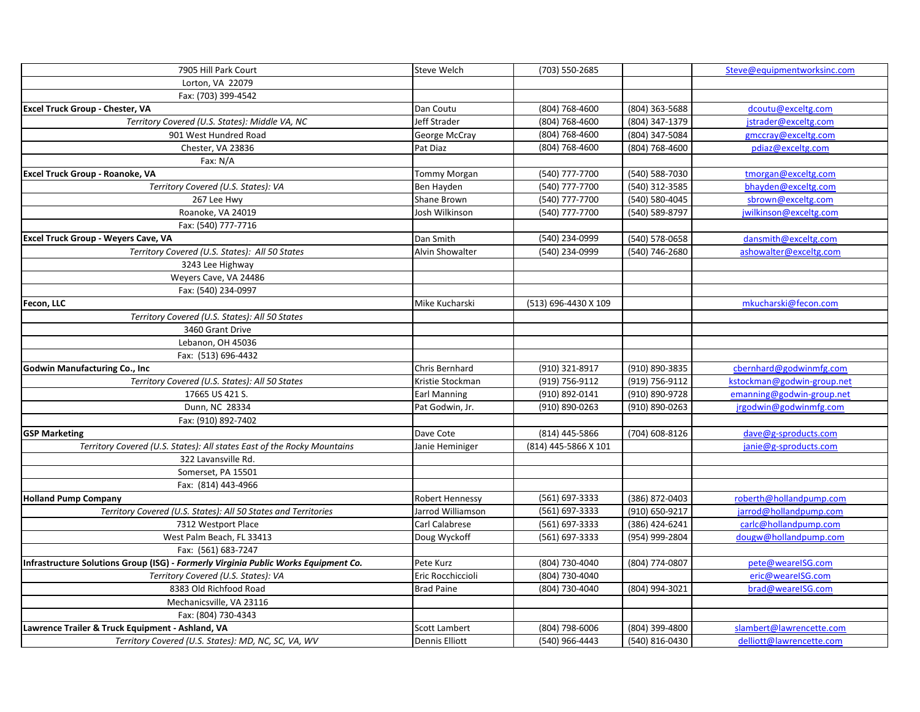| | | | | |
|---|---|---|---|---|
| 7905 Hill Park Court | Steve Welch | (703) 550-2685 | | Steve@equipmentworksinc.com |
| Lorton, VA 22079 | | | | |
| Fax: (703) 399-4542 | | | | |
| **Excel Truck Group - Chester, VA** | Dan Coutu | (804) 768-4600 | (804) 363-5688 | dcoutu@exceltg.com |
| *Territory Covered (U.S. States): Middle VA, NC* | Jeff Strader | (804) 768-4600 | (804) 347-1379 | jstrader@exceltg.com |
| 901 West Hundred Road | George McCray | (804) 768-4600 | (804) 347-5084 | gmccray@exceltg.com |
| Chester, VA 23836 | Pat Diaz | (804) 768-4600 | (804) 768-4600 | pdiaz@exceltg.com |
| Fax: N/A | | | | |
| **Excel Truck Group - Roanoke, VA** | Tommy Morgan | (540) 777-7700 | (540) 588-7030 | tmorgan@exceltg.com |
| *Territory Covered (U.S. States): VA* | Ben Hayden | (540) 777-7700 | (540) 312-3585 | bhayden@exceltg.com |
| 267 Lee Hwy | Shane Brown | (540) 777-7700 | (540) 580-4045 | sbrown@exceltg.com |
| Roanoke, VA 24019 | Josh Wilkinson | (540) 777-7700 | (540) 589-8797 | jwilkinson@exceltg.com |
| Fax: (540) 777-7716 | | | | |
| **Excel Truck Group - Weyers Cave, VA** | Dan Smith | (540) 234-0999 | (540) 578-0658 | dansmith@exceltg.com |
| *Territory Covered (U.S. States): All 50 States* | Alvin Showalter | (540) 234-0999 | (540) 746-2680 | ashowalter@exceltg.com |
| 3243 Lee Highway | | | | |
| Weyers Cave, VA 24486 | | | | |
| Fax: (540) 234-0997 | | | | |
| **Fecon, LLC** | Mike Kucharski | (513) 696-4430 X 109 | | mkucharski@fecon.com |
| *Territory Covered (U.S. States): All 50 States* | | | | |
| 3460 Grant Drive | | | | |
| Lebanon, OH 45036 | | | | |
| Fax: (513) 696-4432 | | | | |
| **Godwin Manufacturing Co., Inc** | Chris Bernhard | (910) 321-8917 | (910) 890-3835 | cbernhard@godwinmfg.com |
| *Territory Covered (U.S. States): All 50 States* | Kristie Stockman | (919) 756-9112 | (919) 756-9112 | kstockman@godwin-group.net |
| 17665 US 421 S. | Earl Manning | (910) 892-0141 | (910) 890-9728 | emanning@godwin-group.net |
| Dunn, NC 28334 | Pat Godwin, Jr. | (910) 890-0263 | (910) 890-0263 | jrgodwin@godwinmfg.com |
| Fax: (910) 892-7402 | | | | |
| **GSP Marketing** | Dave Cote | (814) 445-5866 | (704) 608-8126 | dave@g-sproducts.com |
| *Territory Covered (U.S. States): All states East of the Rocky Mountains* | Janie Heminiger | (814) 445-5866 X 101 | | janie@g-sproducts.com |
| 322 Lavansville Rd. | | | | |
| Somerset, PA 15501 | | | | |
| Fax: (814) 443-4966 | | | | |
| **Holland Pump Company** | Robert Hennessy | (561) 697-3333 | (386) 872-0403 | roberth@hollandpump.com |
| *Territory Covered (U.S. States): All 50 States and Territories* | Jarrod Williamson | (561) 697-3333 | (910) 650-9217 | jarrod@hollandpump.com |
| 7312 Westport Place | Carl Calabrese | (561) 697-3333 | (386) 424-6241 | carlc@hollandpump.com |
| West Palm Beach, FL 33413 | Doug Wyckoff | (561) 697-3333 | (954) 999-2804 | dougw@hollandpump.com |
| Fax: (561) 683-7247 | | | | |
| **Infrastructure Solutions Group (ISG) - *Formerly Virginia Public Works Equipment Co.*** | Pete Kurz | (804) 730-4040 | (804) 774-0807 | pete@weareISG.com |
| *Territory Covered (U.S. States): VA* | Eric Rocchiccioli | (804) 730-4040 | | eric@weareISG.com |
| 8383 Old Richfood Road | Brad Paine | (804) 730-4040 | (804) 994-3021 | brad@weareISG.com |
| Mechanicsville, VA 23116 | | | | |
| Fax: (804) 730-4343 | | | | |
| **Lawrence Trailer & Truck Equipment - Ashland, VA** | Scott Lambert | (804) 798-6006 | (804) 399-4800 | slambert@lawrencette.com |
| *Territory Covered (U.S. States): MD, NC, SC, VA, WV* | Dennis Elliott | (540) 966-4443 | (540) 816-0430 | delliott@lawrencette.com |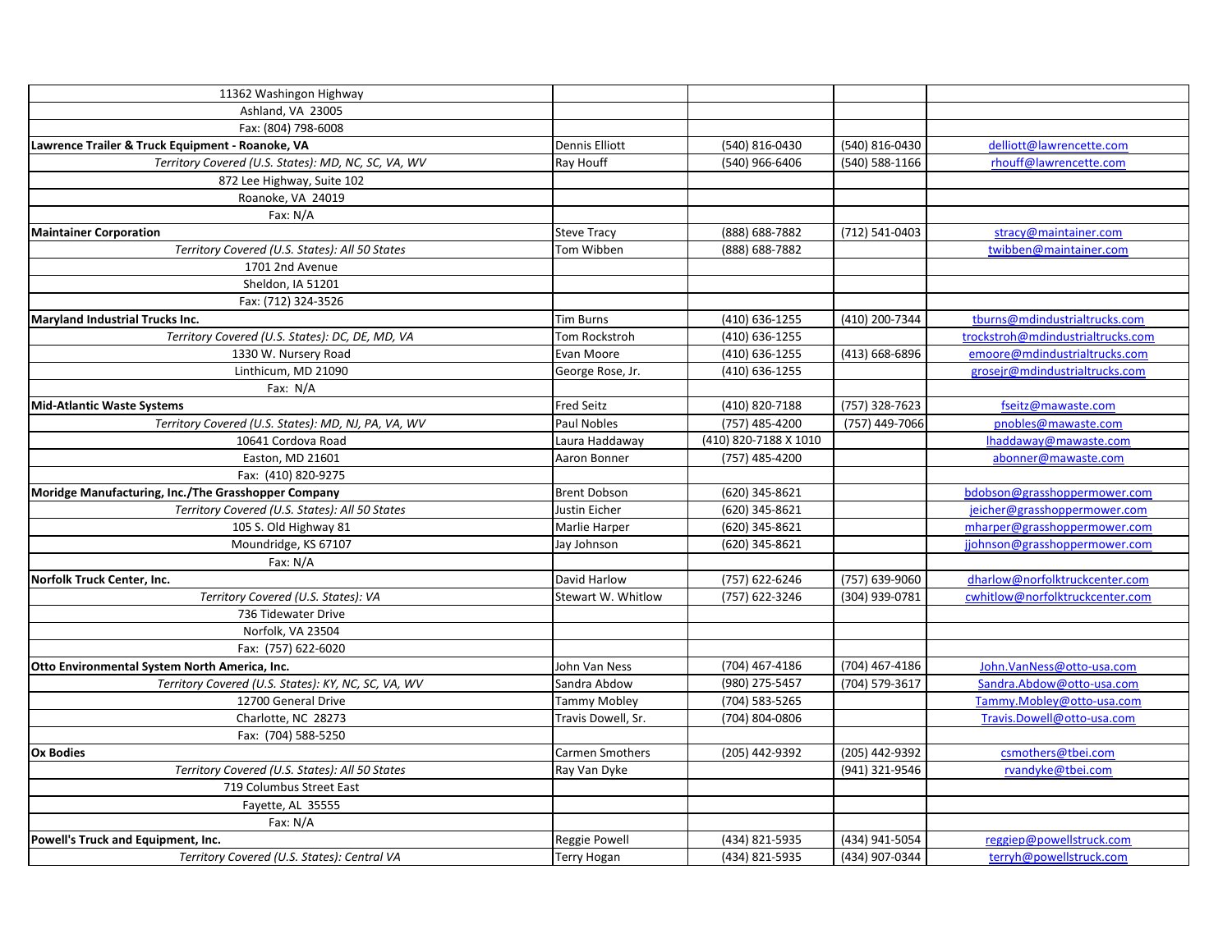| | | | | |
|---|---|---|---|---|
| 11362 Washingon Highway | | | | |
| Ashland, VA 23005 | | | | |
| Fax: (804) 798-6008 | | | | |
| **Lawrence Trailer & Truck Equipment - Roanoke, VA** | Dennis Elliott | (540) 816-0430 | (540) 816-0430 | delliott@lawrencette.com |
| *Territory Covered (U.S. States): MD, NC, SC, VA, WV* | Ray Houff | (540) 966-6406 | (540) 588-1166 | rhouff@lawrencette.com |
| 872 Lee Highway, Suite 102 | | | | |
| Roanoke, VA 24019 | | | | |
| Fax: N/A | | | | |
| **Maintainer Corporation** | Steve Tracy | (888) 688-7882 | (712) 541-0403 | stracy@maintainer.com |
| *Territory Covered (U.S. States): All 50 States* | Tom Wibben | (888) 688-7882 | | twibben@maintainer.com |
| 1701 2nd Avenue | | | | |
| Sheldon, IA 51201 | | | | |
| Fax: (712) 324-3526 | | | | |
| **Maryland Industrial Trucks Inc.** | Tim Burns | (410) 636-1255 | (410) 200-7344 | tburns@mdindustrialtrucks.com |
| *Territory Covered (U.S. States): DC, DE, MD, VA* | Tom Rockstroh | (410) 636-1255 | | trockstroh@mdindustrialtrucks.com |
| 1330 W. Nursery Road | Evan Moore | (410) 636-1255 | (413) 668-6896 | emoore@mdindustrialtrucks.com |
| Linthicum, MD 21090 | George Rose, Jr. | (410) 636-1255 | | grosejr@mdindustrialtrucks.com |
| Fax: N/A | | | | |
| **Mid-Atlantic Waste Systems** | Fred Seitz | (410) 820-7188 | (757) 328-7623 | fseitz@mawaste.com |
| *Territory Covered (U.S. States): MD, NJ, PA, VA, WV* | Paul Nobles | (757) 485-4200 | (757) 449-7066 | pnobles@mawaste.com |
| 10641 Cordova Road | Laura Haddaway | (410) 820-7188 X 1010 | | lhaddaway@mawaste.com |
| Easton, MD 21601 | Aaron Bonner | (757) 485-4200 | | abonner@mawaste.com |
| Fax: (410) 820-9275 | | | | |
| **Moridge Manufacturing, Inc./The Grasshopper Company** | Brent Dobson | (620) 345-8621 | | bdobson@grasshoppermower.com |
| *Territory Covered (U.S. States): All 50 States* | Justin Eicher | (620) 345-8621 | | jeicher@grasshoppermower.com |
| 105 S. Old Highway 81 | Marlie Harper | (620) 345-8621 | | mharper@grasshoppermower.com |
| Moundridge, KS 67107 | Jay Johnson | (620) 345-8621 | | jjohnson@grasshoppermower.com |
| Fax: N/A | | | | |
| **Norfolk Truck Center, Inc.** | David Harlow | (757) 622-6246 | (757) 639-9060 | dharlow@norfolktruckcenter.com |
| *Territory Covered (U.S. States): VA* | Stewart W. Whitlow | (757) 622-3246 | (304) 939-0781 | cwhitlow@norfolktruckcenter.com |
| 736 Tidewater Drive | | | | |
| Norfolk, VA 23504 | | | | |
| Fax: (757) 622-6020 | | | | |
| **Otto Environmental System North America, Inc.** | John Van Ness | (704) 467-4186 | (704) 467-4186 | John.VanNess@otto-usa.com |
| *Territory Covered (U.S. States): KY, NC, SC, VA, WV* | Sandra Abdow | (980) 275-5457 | (704) 579-3617 | Sandra.Abdow@otto-usa.com |
| 12700 General Drive | Tammy Mobley | (704) 583-5265 | | Tammy.Mobley@otto-usa.com |
| Charlotte, NC 28273 | Travis Dowell, Sr. | (704) 804-0806 | | Travis.Dowell@otto-usa.com |
| Fax: (704) 588-5250 | | | | |
| **Ox Bodies** | Carmen Smothers | (205) 442-9392 | (205) 442-9392 | csmothers@tbei.com |
| *Territory Covered (U.S. States): All 50 States* | Ray Van Dyke | | (941) 321-9546 | rvandyke@tbei.com |
| 719 Columbus Street East | | | | |
| Fayette, AL 35555 | | | | |
| Fax: N/A | | | | |
| **Powell's Truck and Equipment, Inc.** | Reggie Powell | (434) 821-5935 | (434) 941-5054 | reggiep@powellstruck.com |
| *Territory Covered (U.S. States): Central VA* | Terry Hogan | (434) 821-5935 | (434) 907-0344 | terryh@powellstruck.com |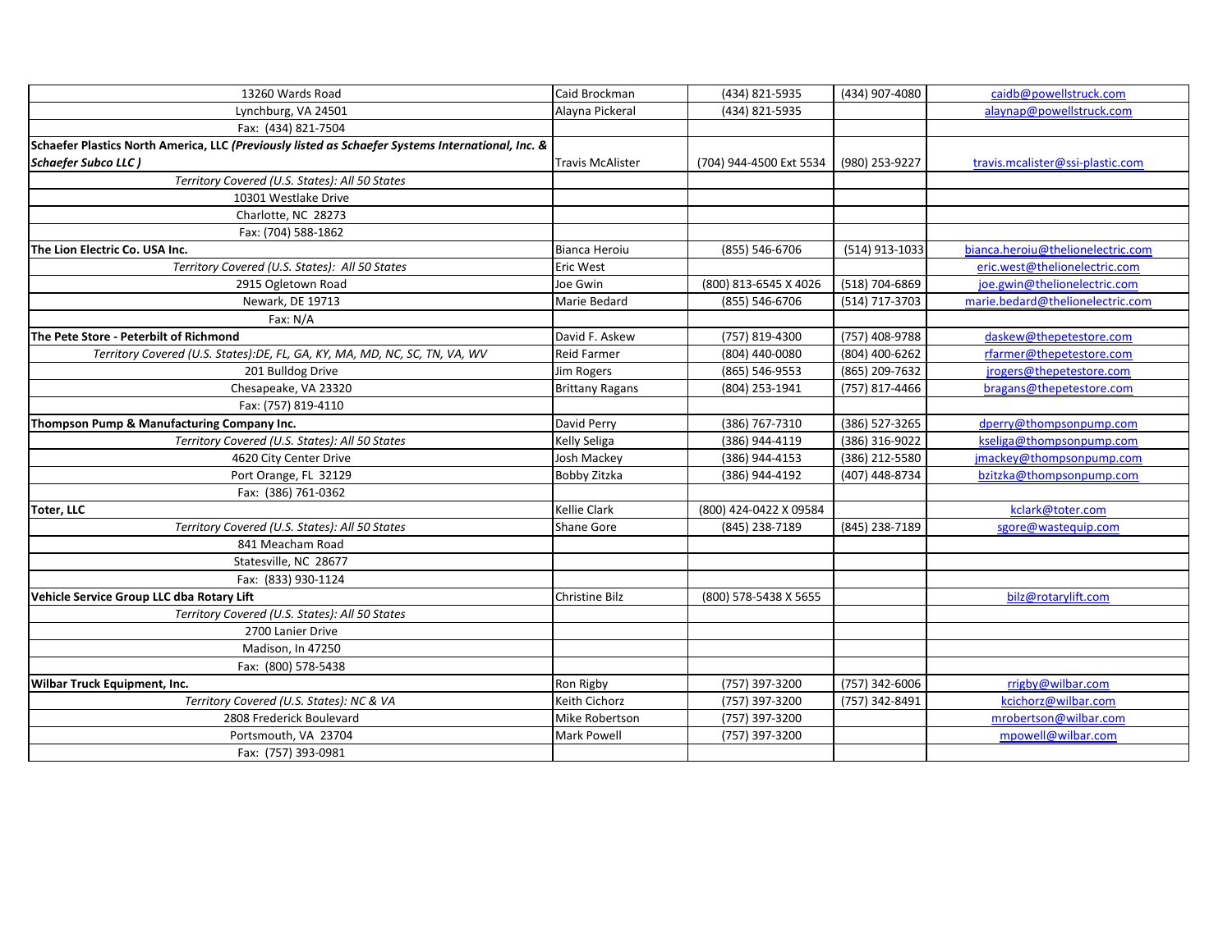| | | | | |
|---|---|---|---|---|
| 13260 Wards Road | Caid Brockman | (434) 821-5935 | (434) 907-4080 | caidb@powellstruck.com |
| Lynchburg, VA 24501 | Alayna Pickeral | (434) 821-5935 | | alaynap@powellstruck.com |
| Fax: (434) 821-7504 | | | | |
| **Schaefer Plastics North America, LLC *(Previously listed as Schaefer Systems International, Inc. & Schaefer Subco LLC )*** | Travis McAlister | (704) 944-4500 Ext 5534 | (980) 253-9227 | travis.mcalister@ssi-plastic.com |
| *Territory Covered (U.S. States): All 50 States* | | | | |
| 10301 Westlake Drive | | | | |
| Charlotte, NC 28273 | | | | |
| Fax: (704) 588-1862 | | | | |
| **The Lion Electric Co. USA Inc.** | Bianca Heroiu | (855) 546-6706 | (514) 913-1033 | bianca.heroiu@thelionelectric.com |
| *Territory Covered (U.S. States): All 50 States* | Eric West | | | eric.west@thelionelectric.com |
| 2915 Ogletown Road | Joe Gwin | (800) 813-6545 X 4026 | (518) 704-6869 | joe.gwin@thelionelectric.com |
| Newark, DE 19713 | Marie Bedard | (855) 546-6706 | (514) 717-3703 | marie.bedard@thelionelectric.com |
| Fax: N/A | | | | |
| **The Pete Store - Peterbilt of Richmond** | David F. Askew | (757) 819-4300 | (757) 408-9788 | daskew@thepetestore.com |
| *Territory Covered (U.S. States):DE, FL, GA, KY, MA, MD, NC, SC, TN, VA, WV* | Reid Farmer | (804) 440-0080 | (804) 400-6262 | rfarmer@thepetestore.com |
| 201 Bulldog Drive | Jim Rogers | (865) 546-9553 | (865) 209-7632 | jrogers@thepetestore.com |
| Chesapeake, VA 23320 | Brittany Ragans | (804) 253-1941 | (757) 817-4466 | bragans@thepetestore.com |
| Fax: (757) 819-4110 | | | | |
| **Thompson Pump & Manufacturing Company Inc.** | David Perry | (386) 767-7310 | (386) 527-3265 | dperry@thompsonpump.com |
| *Territory Covered (U.S. States): All 50 States* | Kelly Seliga | (386) 944-4119 | (386) 316-9022 | kseliga@thompsonpump.com |
| 4620 City Center Drive | Josh Mackey | (386) 944-4153 | (386) 212-5580 | jmackey@thompsonpump.com |
| Port Orange, FL 32129 | Bobby Zitzka | (386) 944-4192 | (407) 448-8734 | bzitzka@thompsonpump.com |
| Fax: (386) 761-0362 | | | | |
| **Toter, LLC** | Kellie Clark | (800) 424-0422 X 09584 | | kclark@toter.com |
| *Territory Covered (U.S. States): All 50 States* | Shane Gore | (845) 238-7189 | (845) 238-7189 | sgore@wastequip.com |
| 841 Meacham Road | | | | |
| Statesville, NC 28677 | | | | |
| Fax: (833) 930-1124 | | | | |
| **Vehicle Service Group LLC dba Rotary Lift** | Christine Bilz | (800) 578-5438 X 5655 | | bilz@rotarylift.com |
| *Territory Covered (U.S. States): All 50 States* | | | | |
| 2700 Lanier Drive | | | | |
| Madison, In 47250 | | | | |
| Fax: (800) 578-5438 | | | | |
| **Wilbar Truck Equipment, Inc.** | Ron Rigby | (757) 397-3200 | (757) 342-6006 | rrigby@wilbar.com |
| *Territory Covered (U.S. States): NC & VA* | Keith Cichorz | (757) 397-3200 | (757) 342-8491 | kcichorz@wilbar.com |
| 2808 Frederick Boulevard | Mike Robertson | (757) 397-3200 | | mrobertson@wilbar.com |
| Portsmouth, VA 23704 | Mark Powell | (757) 397-3200 | | mpowell@wilbar.com |
| Fax: (757) 393-0981 | | | | |